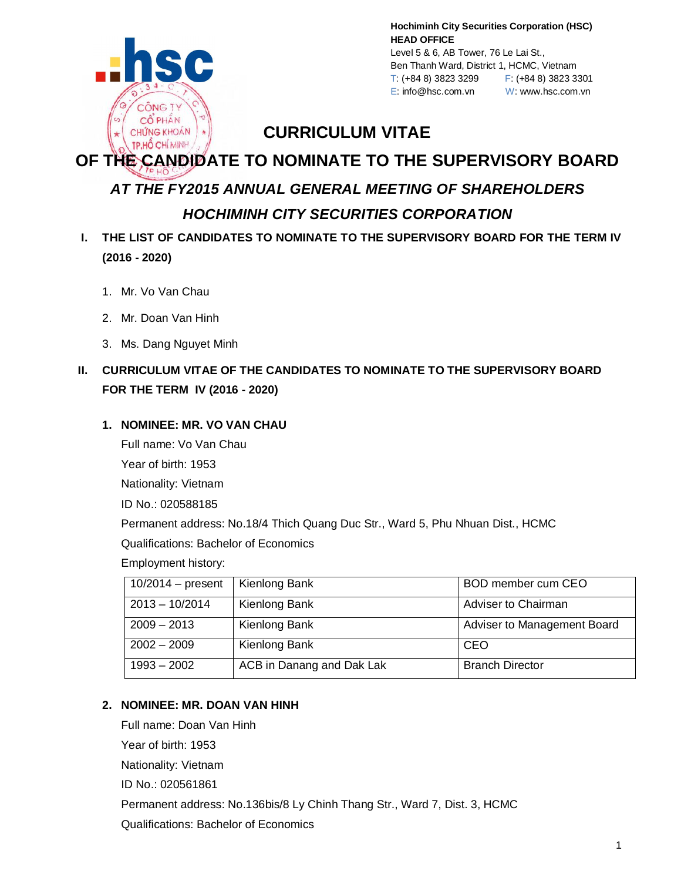**Hochiminh City Securities Corporation (HSC)**
**HEAD OFFICE**
Level 5 & 6, AB Tower, 76 Le Lai St.,
Ben Thanh Ward, District 1, HCMC, Vietnam
T: (+84 8) 3823 3299 F: (+84 8) 3823 3301
E: info@hsc.com.vn W: www.hsc.com.vn

# CURRICULUM VITAE
# OF THE CANDIDATE TO NOMINATE TO THE SUPERVISORY BOARD
## *AT THE FY2015 ANNUAL GENERAL MEETING OF SHAREHOLDERS*
## *HOCHIMINH CITY SECURITIES CORPORATION*

**I. THE LIST OF CANDIDATES TO NOMINATE TO THE SUPERVISORY BOARD FOR THE TERM IV (2016 - 2020)**

1. Mr. Vo Van Chau
2. Mr. Doan Van Hinh
3. Ms. Dang Nguyet Minh

**II. CURRICULUM VITAE OF THE CANDIDATES TO NOMINATE TO THE SUPERVISORY BOARD FOR THE TERM IV (2016 - 2020)**

**1. NOMINEE: MR. VO VAN CHAU**

Full name: Vo Van Chau
Year of birth: 1953
Nationality: Vietnam
ID No.: 020588185
Permanent address: No.18/4 Thich Quang Duc Str., Ward 5, Phu Nhuan Dist., HCMC
Qualifications: Bachelor of Economics
Employment history:

| | | |
|---|---|---|
| 10/2014 – present | Kienlong Bank | BOD member cum CEO |
| 2013 – 10/2014 | Kienlong Bank | Adviser to Chairman |
| 2009 – 2013 | Kienlong Bank | Adviser to Management Board |
| 2002 – 2009 | Kienlong Bank | CEO |
| 1993 – 2002 | ACB in Danang and Dak Lak | Branch Director |

**2. NOMINEE: MR. DOAN VAN HINH**

Full name: Doan Van Hinh
Year of birth: 1953
Nationality: Vietnam
ID No.: 020561861
Permanent address: No.136bis/8 Ly Chinh Thang Str., Ward 7, Dist. 3, HCMC
Qualifications: Bachelor of Economics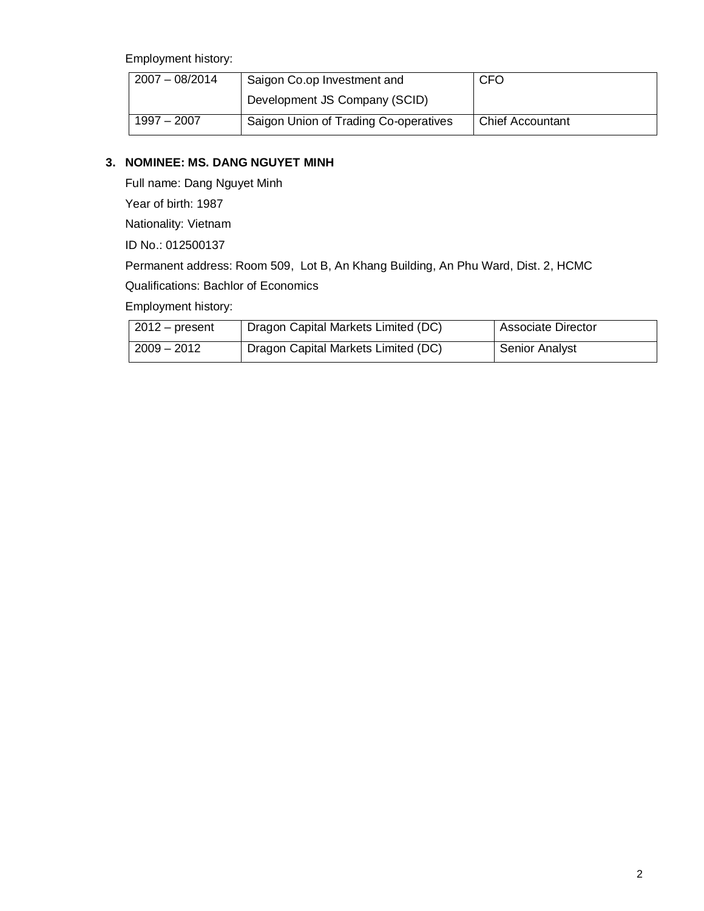Employment history:

| | | |
|---|---|---|
| 2007 – 08/2014 | Saigon Co.op Investment and Development JS Company (SCID) | CFO |
| 1997 – 2007 | Saigon Union of Trading Co-operatives | Chief Accountant |

### 3. NOMINEE: MS. DANG NGUYET MINH

Full name: Dang Nguyet Minh

Year of birth: 1987

Nationality: Vietnam

ID No.: 012500137

Permanent address: Room 509, Lot B, An Khang Building, An Phu Ward, Dist. 2, HCMC

Qualifications: Bachlor of Economics

Employment history:

| | | |
|---|---|---|
| 2012 – present | Dragon Capital Markets Limited (DC) | Associate Director |
| 2009 – 2012 | Dragon Capital Markets Limited (DC) | Senior Analyst |